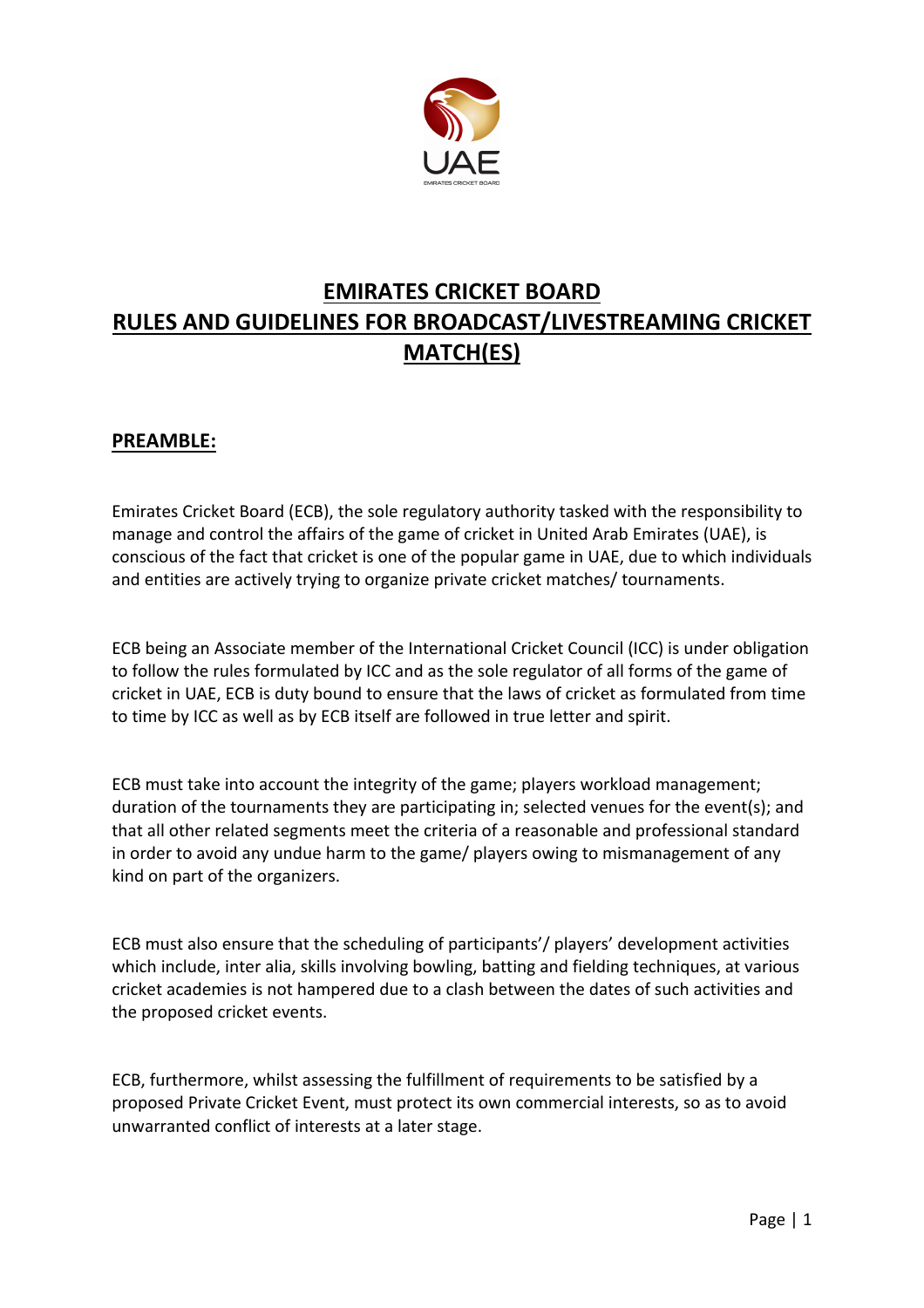# EMIRATES CRICKET BOARD
# RULES AND GUIDELINES FOR BROADCAST/LIVESTREAMING CRICKET MATCH(ES)

## PREAMBLE:

Emirates Cricket Board (ECB), the sole regulatory authority tasked with the responsibility to manage and control the affairs of the game of cricket in United Arab Emirates (UAE), is conscious of the fact that cricket is one of the popular game in UAE, due to which individuals and entities are actively trying to organize private cricket matches/ tournaments.

ECB being an Associate member of the International Cricket Council (ICC) is under obligation to follow the rules formulated by ICC and as the sole regulator of all forms of the game of cricket in UAE, ECB is duty bound to ensure that the laws of cricket as formulated from time to time by ICC as well as by ECB itself are followed in true letter and spirit.

ECB must take into account the integrity of the game; players workload management; duration of the tournaments they are participating in; selected venues for the event(s); and that all other related segments meet the criteria of a reasonable and professional standard in order to avoid any undue harm to the game/ players owing to mismanagement of any kind on part of the organizers.

ECB must also ensure that the scheduling of participants'/ players' development activities which include, inter alia, skills involving bowling, batting and fielding techniques, at various cricket academies is not hampered due to a clash between the dates of such activities and the proposed cricket events.

ECB, furthermore, whilst assessing the fulfillment of requirements to be satisfied by a proposed Private Cricket Event, must protect its own commercial interests, so as to avoid unwarranted conflict of interests at a later stage.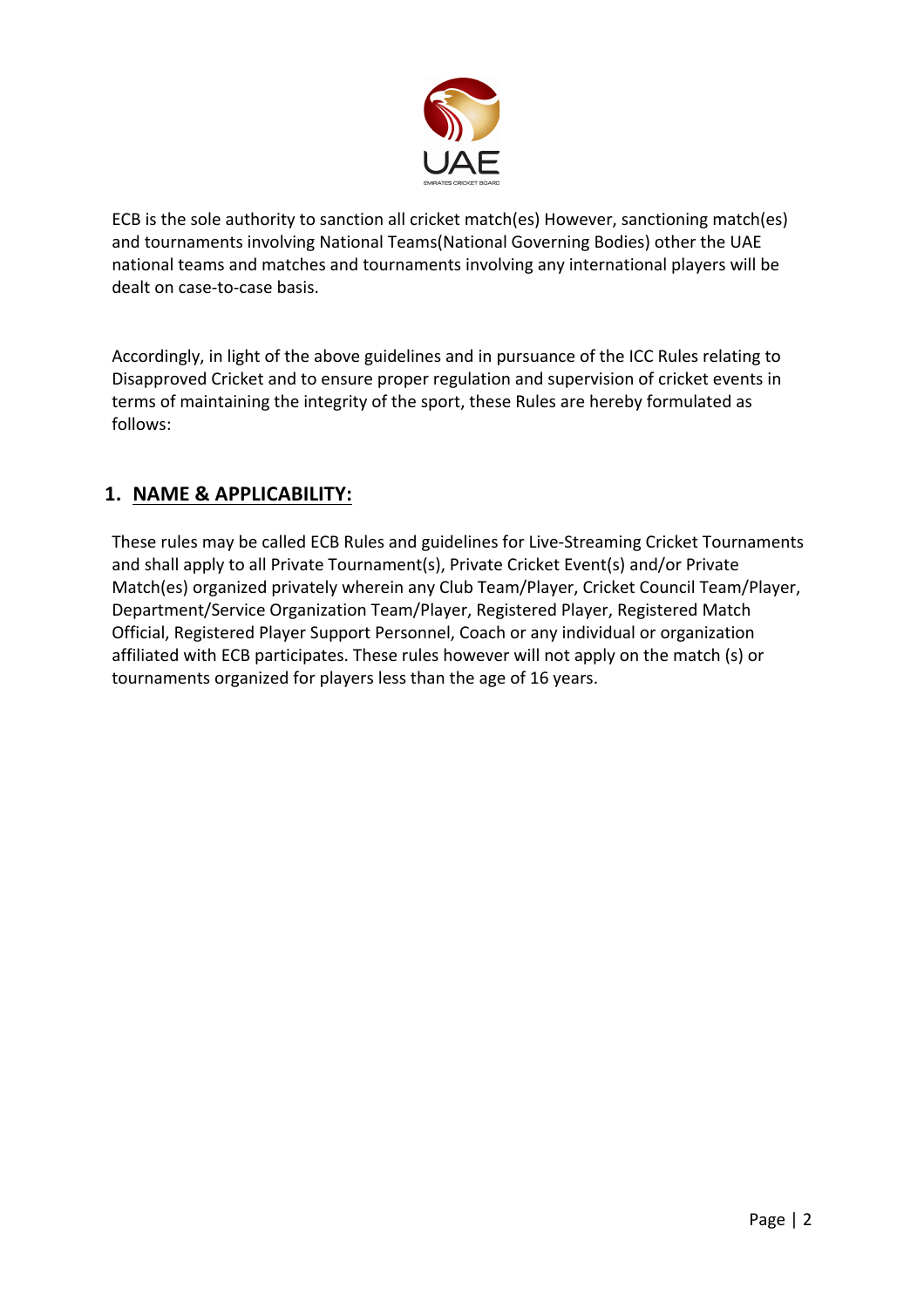ECB is the sole authority to sanction all cricket match(es) However, sanctioning match(es) and tournaments involving National Teams(National Governing Bodies) other the UAE national teams and matches and tournaments involving any international players will be dealt on case-to-case basis.

Accordingly, in light of the above guidelines and in pursuance of the ICC Rules relating to Disapproved Cricket and to ensure proper regulation and supervision of cricket events in terms of maintaining the integrity of the sport, these Rules are hereby formulated as follows:

## 1. <u>NAME & APPLICABILITY:</u>

These rules may be called ECB Rules and guidelines for Live-Streaming Cricket Tournaments and shall apply to all Private Tournament(s), Private Cricket Event(s) and/or Private Match(es) organized privately wherein any Club Team/Player, Cricket Council Team/Player, Department/Service Organization Team/Player, Registered Player, Registered Match Official, Registered Player Support Personnel, Coach or any individual or organization affiliated with ECB participates. These rules however will not apply on the match (s) or tournaments organized for players less than the age of 16 years.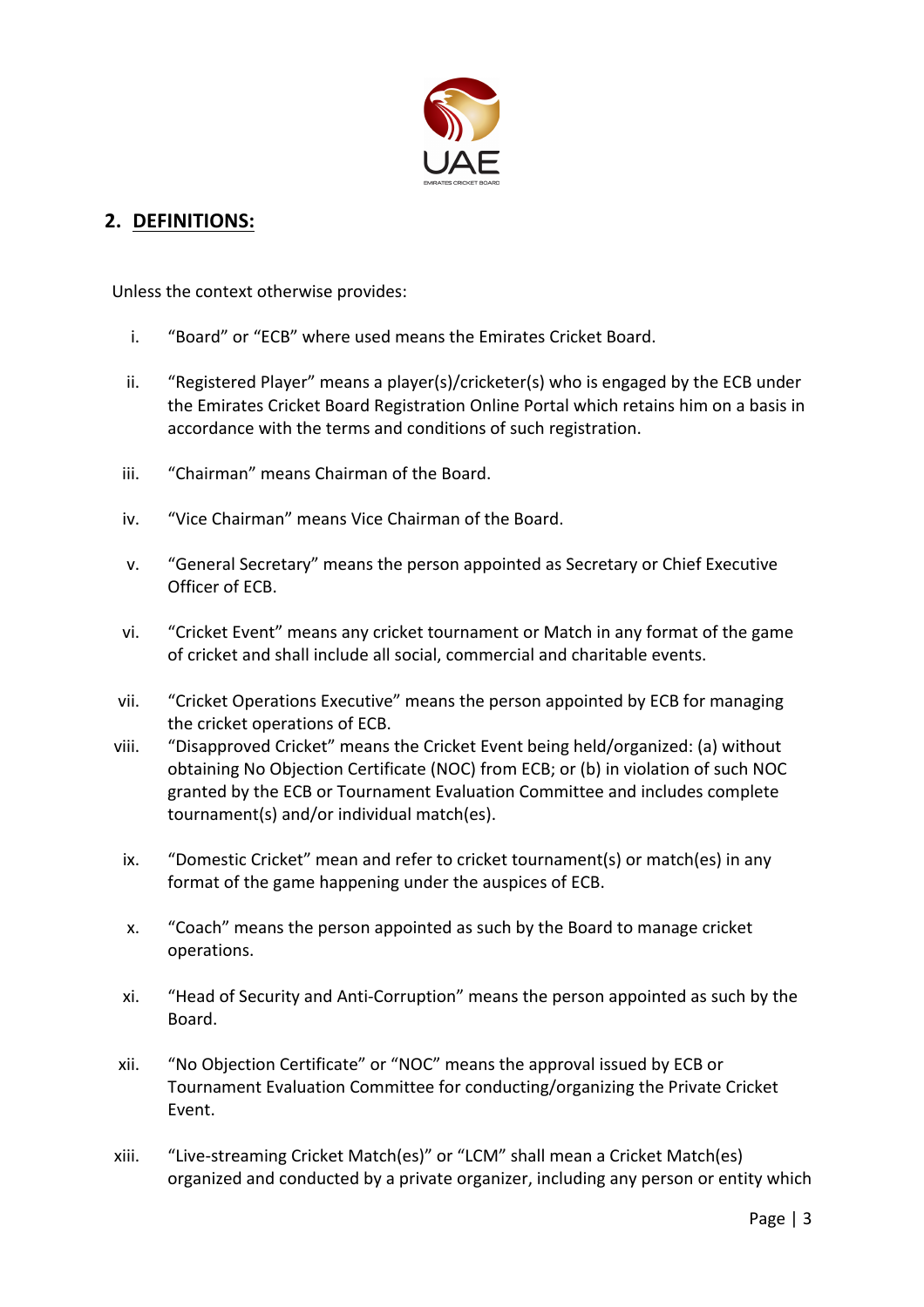## 2. DEFINITIONS:

Unless the context otherwise provides:

i. "Board" or "ECB" where used means the Emirates Cricket Board.

ii. "Registered Player" means a player(s)/cricketer(s) who is engaged by the ECB under the Emirates Cricket Board Registration Online Portal which retains him on a basis in accordance with the terms and conditions of such registration.

iii. "Chairman" means Chairman of the Board.

iv. "Vice Chairman" means Vice Chairman of the Board.

v. "General Secretary" means the person appointed as Secretary or Chief Executive Officer of ECB.

vi. "Cricket Event" means any cricket tournament or Match in any format of the game of cricket and shall include all social, commercial and charitable events.

vii. "Cricket Operations Executive" means the person appointed by ECB for managing the cricket operations of ECB.

viii. "Disapproved Cricket" means the Cricket Event being held/organized: (a) without obtaining No Objection Certificate (NOC) from ECB; or (b) in violation of such NOC granted by the ECB or Tournament Evaluation Committee and includes complete tournament(s) and/or individual match(es).

ix. "Domestic Cricket" mean and refer to cricket tournament(s) or match(es) in any format of the game happening under the auspices of ECB.

x. "Coach" means the person appointed as such by the Board to manage cricket operations.

xi. "Head of Security and Anti-Corruption" means the person appointed as such by the Board.

xii. "No Objection Certificate" or "NOC" means the approval issued by ECB or Tournament Evaluation Committee for conducting/organizing the Private Cricket Event.

xiii. "Live-streaming Cricket Match(es)" or "LCM" shall mean a Cricket Match(es) organized and conducted by a private organizer, including any person or entity which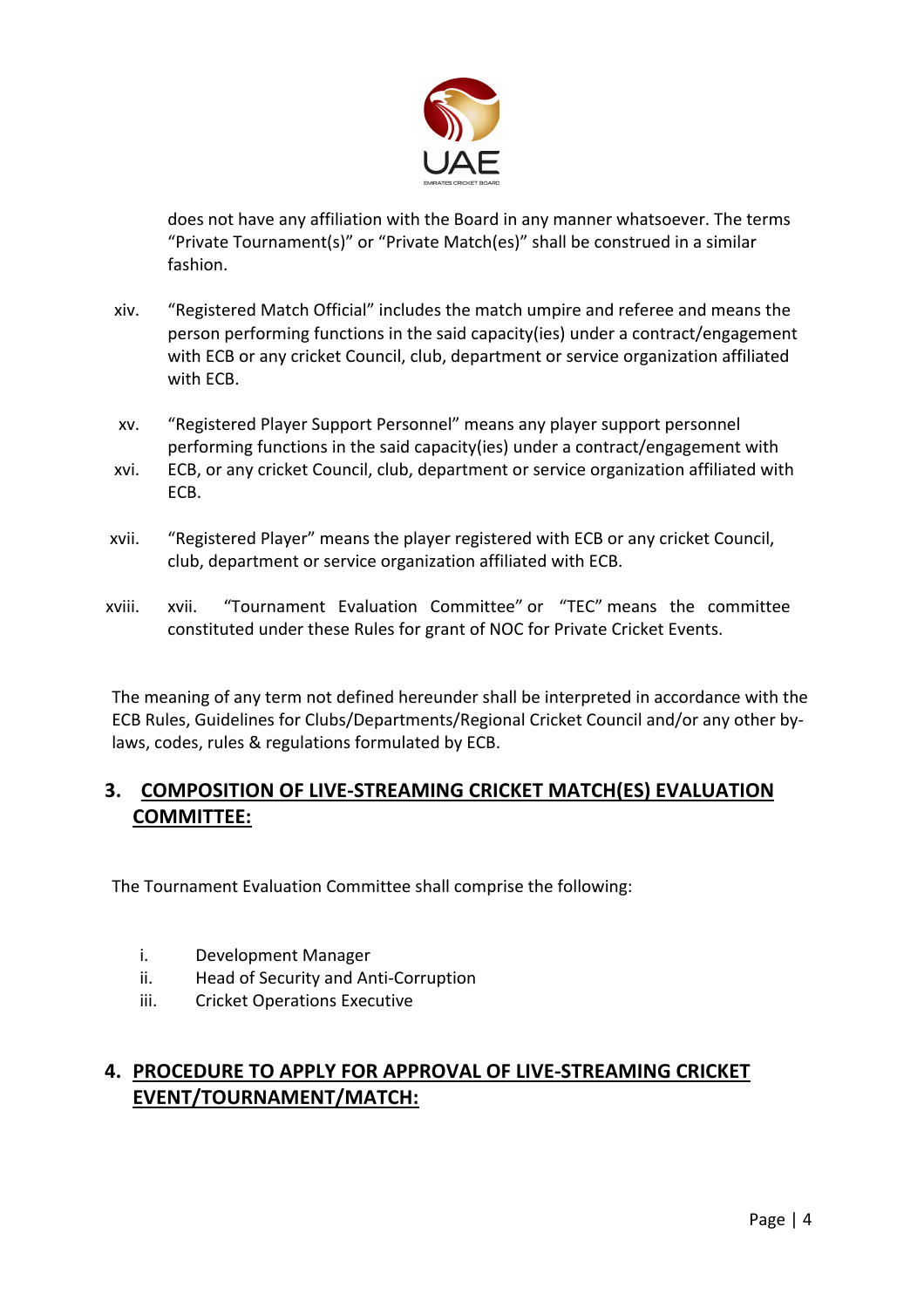does not have any affiliation with the Board in any manner whatsoever. The terms "Private Tournament(s)" or "Private Match(es)" shall be construed in a similar fashion.

xiv. "Registered Match Official" includes the match umpire and referee and means the person performing functions in the said capacity(ies) under a contract/engagement with ECB or any cricket Council, club, department or service organization affiliated with ECB.

xv. "Registered Player Support Personnel" means any player support personnel performing functions in the said capacity(ies) under a contract/engagement with

xvi. ECB, or any cricket Council, club, department or service organization affiliated with ECB.

xvii. "Registered Player" means the player registered with ECB or any cricket Council, club, department or service organization affiliated with ECB.

xviii. xvii. "Tournament Evaluation Committee" or "TEC" means the committee constituted under these Rules for grant of NOC for Private Cricket Events.

The meaning of any term not defined hereunder shall be interpreted in accordance with the ECB Rules, Guidelines for Clubs/Departments/Regional Cricket Council and/or any other by-laws, codes, rules & regulations formulated by ECB.

## 3. COMPOSITION OF LIVE-STREAMING CRICKET MATCH(ES) EVALUATION COMMITTEE:

The Tournament Evaluation Committee shall comprise the following:

i. Development Manager
ii. Head of Security and Anti-Corruption
iii. Cricket Operations Executive

## 4. PROCEDURE TO APPLY FOR APPROVAL OF LIVE-STREAMING CRICKET EVENT/TOURNAMENT/MATCH: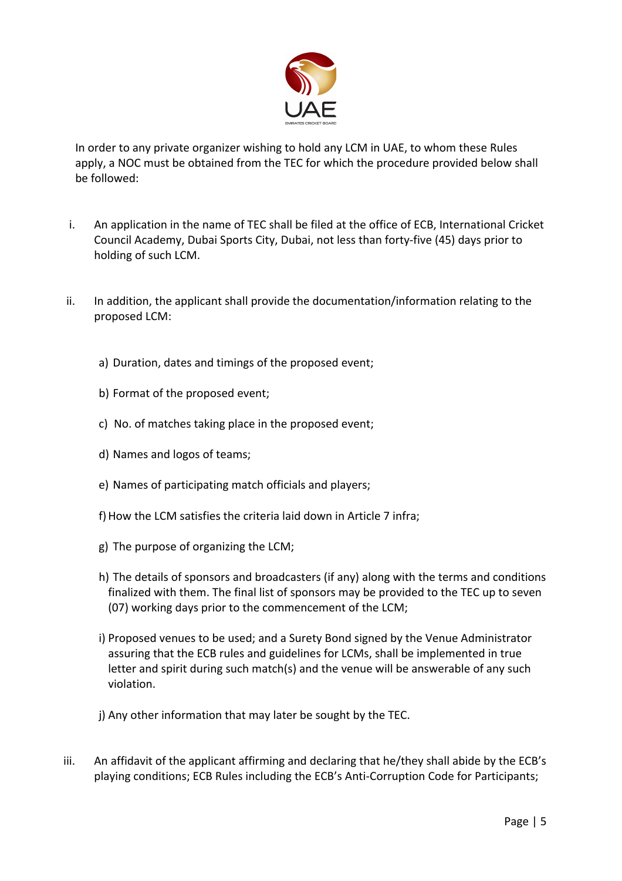In order to any private organizer wishing to hold any LCM in UAE, to whom these Rules apply, a NOC must be obtained from the TEC for which the procedure provided below shall be followed:

i. An application in the name of TEC shall be filed at the office of ECB, International Cricket Council Academy, Dubai Sports City, Dubai, not less than forty-five (45) days prior to holding of such LCM.

ii. In addition, the applicant shall provide the documentation/information relating to the proposed LCM:

   a) Duration, dates and timings of the proposed event;

   b) Format of the proposed event;

   c) No. of matches taking place in the proposed event;

   d) Names and logos of teams;

   e) Names of participating match officials and players;

   f) How the LCM satisfies the criteria laid down in Article 7 infra;

   g) The purpose of organizing the LCM;

   h) The details of sponsors and broadcasters (if any) along with the terms and conditions finalized with them. The final list of sponsors may be provided to the TEC up to seven (07) working days prior to the commencement of the LCM;

   i) Proposed venues to be used; and a Surety Bond signed by the Venue Administrator assuring that the ECB rules and guidelines for LCMs, shall be implemented in true letter and spirit during such match(s) and the venue will be answerable of any such violation.

   j) Any other information that may later be sought by the TEC.

iii. An affidavit of the applicant affirming and declaring that he/they shall abide by the ECB's playing conditions; ECB Rules including the ECB's Anti-Corruption Code for Participants;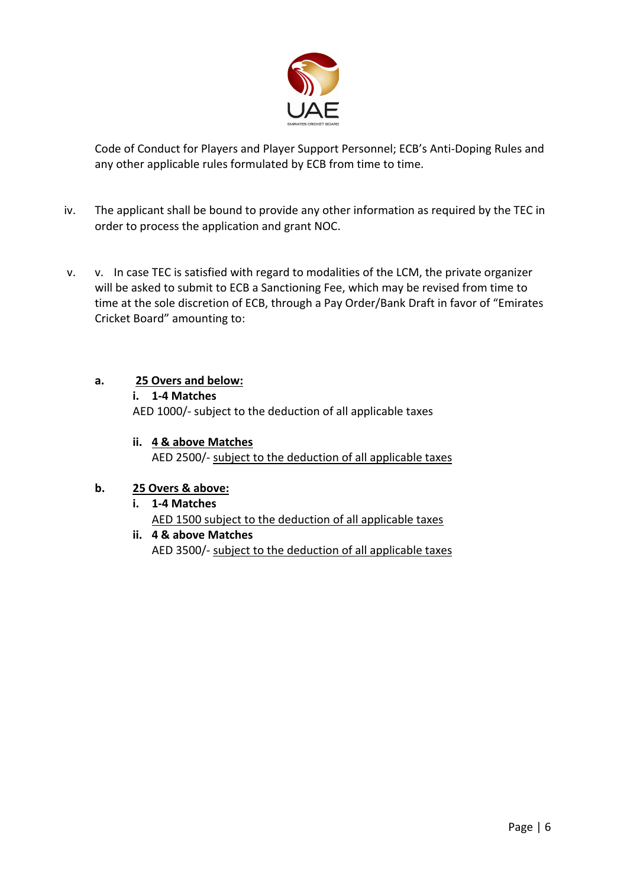Code of Conduct for Players and Player Support Personnel; ECB's Anti-Doping Rules and any other applicable rules formulated by ECB from time to time.

iv. The applicant shall be bound to provide any other information as required by the TEC in order to process the application and grant NOC.

v. v. In case TEC is satisfied with regard to modalities of the LCM, the private organizer will be asked to submit to ECB a Sanctioning Fee, which may be revised from time to time at the sole discretion of ECB, through a Pay Order/Bank Draft in favor of "Emirates Cricket Board" amounting to:

**a. <u>25 Overs and below:</u>**

**i. 1-4 Matches**

AED 1000/- subject to the deduction of all applicable taxes

**ii. <u>4 & above Matches</u>**

AED 2500/- <u>subject to the deduction of all applicable taxes</u>

**b. <u>25 Overs & above:</u>**

**i. 1-4 Matches**

<u>AED 1500 subject to the deduction of all applicable taxes</u>

**ii. 4 & above Matches**

AED 3500/- <u>subject to the deduction of all applicable taxes</u>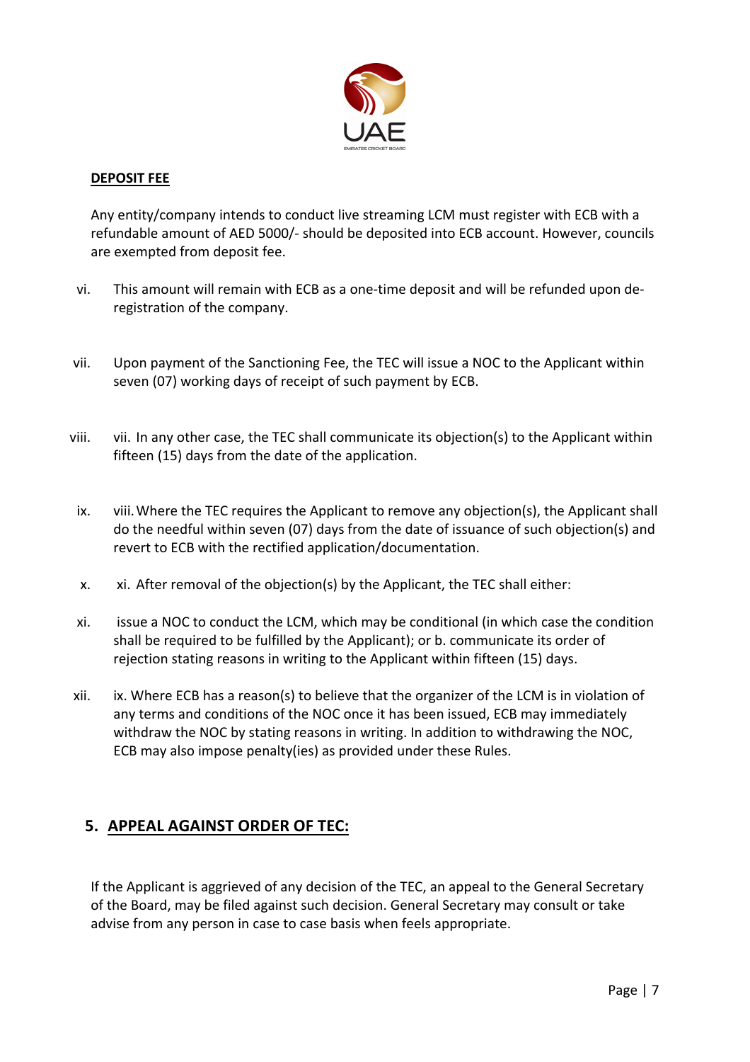**DEPOSIT FEE**

Any entity/company intends to conduct live streaming LCM must register with ECB with a refundable amount of AED 5000/- should be deposited into ECB account. However, councils are exempted from deposit fee.

vi. This amount will remain with ECB as a one-time deposit and will be refunded upon de-registration of the company.

vii. Upon payment of the Sanctioning Fee, the TEC will issue a NOC to the Applicant within seven (07) working days of receipt of such payment by ECB.

viii. vii. In any other case, the TEC shall communicate its objection(s) to the Applicant within fifteen (15) days from the date of the application.

ix. viii. Where the TEC requires the Applicant to remove any objection(s), the Applicant shall do the needful within seven (07) days from the date of issuance of such objection(s) and revert to ECB with the rectified application/documentation.

x. xi. After removal of the objection(s) by the Applicant, the TEC shall either:

xi. issue a NOC to conduct the LCM, which may be conditional (in which case the condition shall be required to be fulfilled by the Applicant); or b. communicate its order of rejection stating reasons in writing to the Applicant within fifteen (15) days.

xii. ix. Where ECB has a reason(s) to believe that the organizer of the LCM is in violation of any terms and conditions of the NOC once it has been issued, ECB may immediately withdraw the NOC by stating reasons in writing. In addition to withdrawing the NOC, ECB may also impose penalty(ies) as provided under these Rules.

## 5. APPEAL AGAINST ORDER OF TEC:

If the Applicant is aggrieved of any decision of the TEC, an appeal to the General Secretary of the Board, may be filed against such decision. General Secretary may consult or take advise from any person in case to case basis when feels appropriate.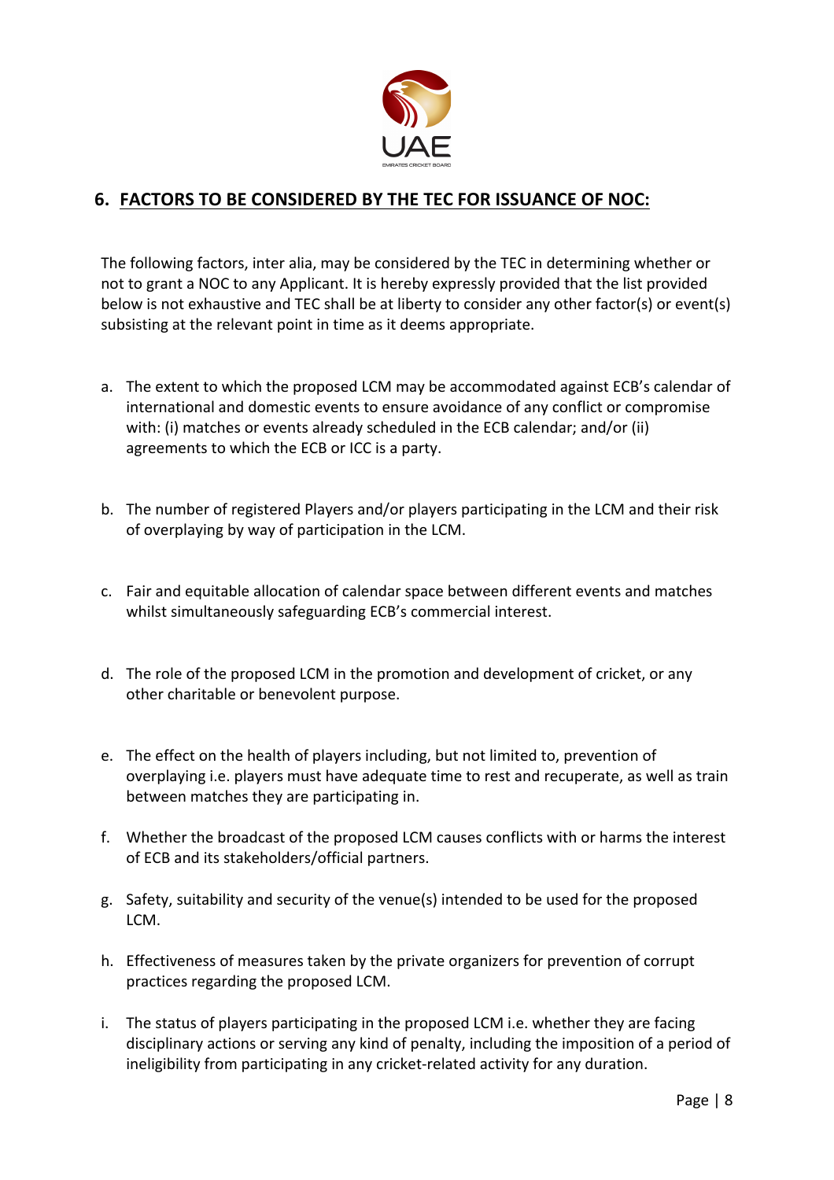## 6. FACTORS TO BE CONSIDERED BY THE TEC FOR ISSUANCE OF NOC:

The following factors, inter alia, may be considered by the TEC in determining whether or not to grant a NOC to any Applicant. It is hereby expressly provided that the list provided below is not exhaustive and TEC shall be at liberty to consider any other factor(s) or event(s) subsisting at the relevant point in time as it deems appropriate.

a. The extent to which the proposed LCM may be accommodated against ECB's calendar of international and domestic events to ensure avoidance of any conflict or compromise with: (i) matches or events already scheduled in the ECB calendar; and/or (ii) agreements to which the ECB or ICC is a party.

b. The number of registered Players and/or players participating in the LCM and their risk of overplaying by way of participation in the LCM.

c. Fair and equitable allocation of calendar space between different events and matches whilst simultaneously safeguarding ECB's commercial interest.

d. The role of the proposed LCM in the promotion and development of cricket, or any other charitable or benevolent purpose.

e. The effect on the health of players including, but not limited to, prevention of overplaying i.e. players must have adequate time to rest and recuperate, as well as train between matches they are participating in.

f. Whether the broadcast of the proposed LCM causes conflicts with or harms the interest of ECB and its stakeholders/official partners.

g. Safety, suitability and security of the venue(s) intended to be used for the proposed LCM.

h. Effectiveness of measures taken by the private organizers for prevention of corrupt practices regarding the proposed LCM.

i. The status of players participating in the proposed LCM i.e. whether they are facing disciplinary actions or serving any kind of penalty, including the imposition of a period of ineligibility from participating in any cricket-related activity for any duration.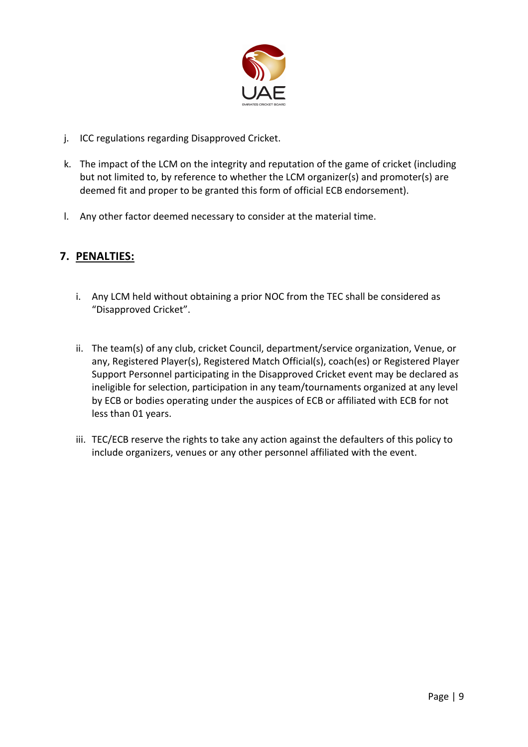j. ICC regulations regarding Disapproved Cricket.

k. The impact of the LCM on the integrity and reputation of the game of cricket (including but not limited to, by reference to whether the LCM organizer(s) and promoter(s) are deemed fit and proper to be granted this form of official ECB endorsement).

l. Any other factor deemed necessary to consider at the material time.

## 7. PENALTIES:

i. Any LCM held without obtaining a prior NOC from the TEC shall be considered as "Disapproved Cricket".

ii. The team(s) of any club, cricket Council, department/service organization, Venue, or any, Registered Player(s), Registered Match Official(s), coach(es) or Registered Player Support Personnel participating in the Disapproved Cricket event may be declared as ineligible for selection, participation in any team/tournaments organized at any level by ECB or bodies operating under the auspices of ECB or affiliated with ECB for not less than 01 years.

iii. TEC/ECB reserve the rights to take any action against the defaulters of this policy to include organizers, venues or any other personnel affiliated with the event.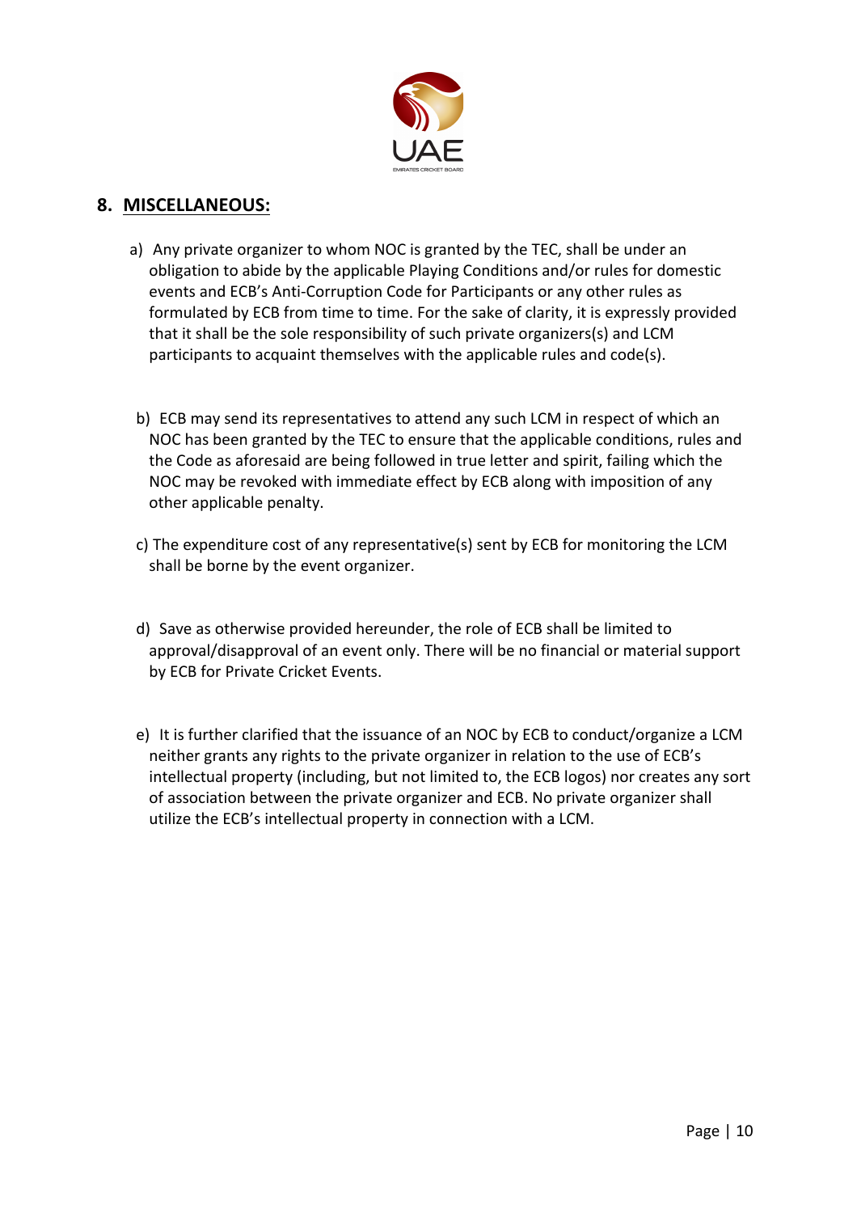## 8. MISCELLANEOUS:

a) Any private organizer to whom NOC is granted by the TEC, shall be under an obligation to abide by the applicable Playing Conditions and/or rules for domestic events and ECB's Anti-Corruption Code for Participants or any other rules as formulated by ECB from time to time. For the sake of clarity, it is expressly provided that it shall be the sole responsibility of such private organizers(s) and LCM participants to acquaint themselves with the applicable rules and code(s).

b) ECB may send its representatives to attend any such LCM in respect of which an NOC has been granted by the TEC to ensure that the applicable conditions, rules and the Code as aforesaid are being followed in true letter and spirit, failing which the NOC may be revoked with immediate effect by ECB along with imposition of any other applicable penalty.

c) The expenditure cost of any representative(s) sent by ECB for monitoring the LCM shall be borne by the event organizer.

d) Save as otherwise provided hereunder, the role of ECB shall be limited to approval/disapproval of an event only. There will be no financial or material support by ECB for Private Cricket Events.

e) It is further clarified that the issuance of an NOC by ECB to conduct/organize a LCM neither grants any rights to the private organizer in relation to the use of ECB's intellectual property (including, but not limited to, the ECB logos) nor creates any sort of association between the private organizer and ECB. No private organizer shall utilize the ECB's intellectual property in connection with a LCM.